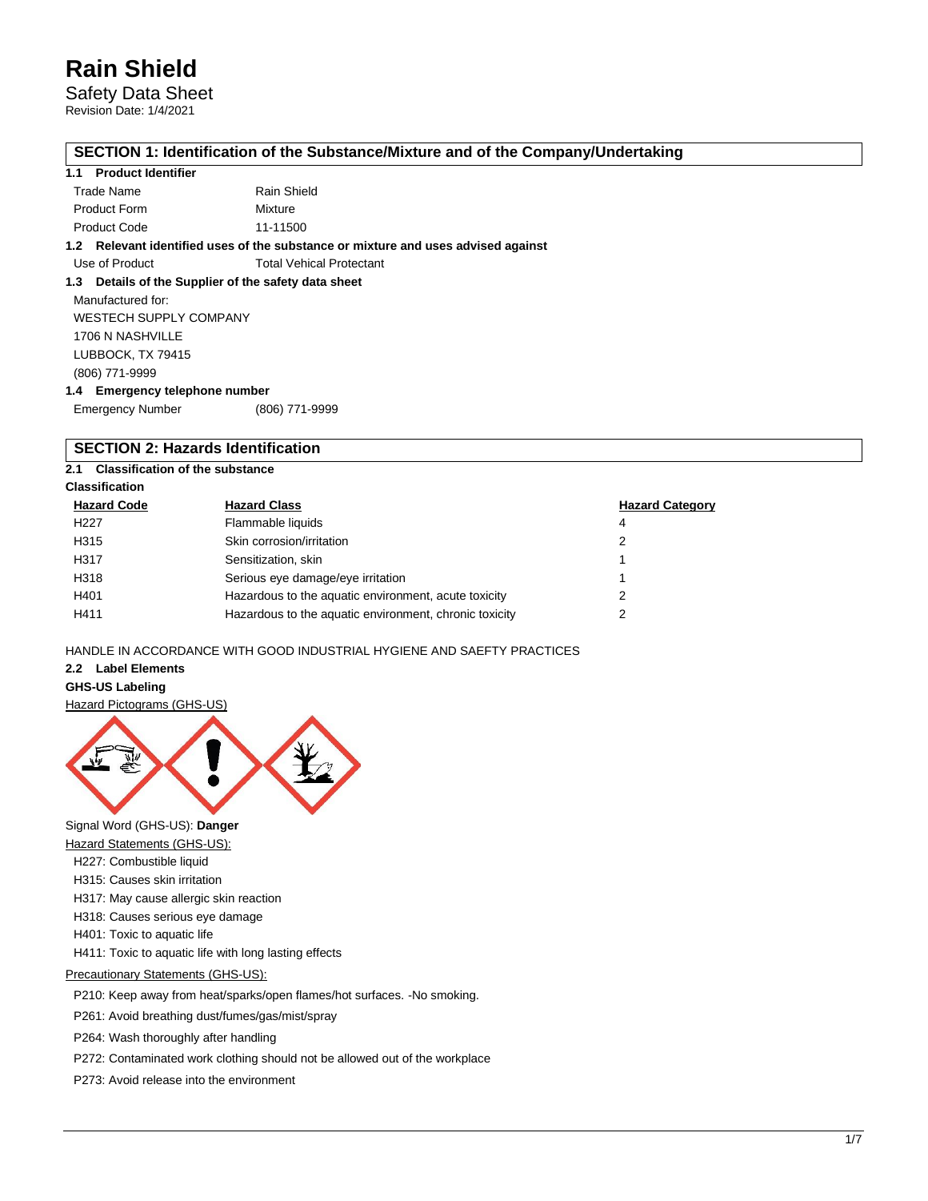# Rain Shield

Safety Data Sheet
Revision Date: 1/4/2021

## SECTION 1: Identification of the Substance/Mixture and of the Company/Undertaking

### 1.1 Product Identifier

| | |
|---|---|
| Trade Name | Rain Shield |
| Product Form | Mixture |
| Product Code | 11-11500 |

### 1.2 Relevant identified uses of the substance or mixture and uses advised against

| | |
|---|---|
| Use of Product | Total Vehical Protectant |

### 1.3 Details of the Supplier of the safety data sheet

Manufactured for:
WESTECH SUPPLY COMPANY
1706 N NASHVILLE
LUBBOCK, TX 79415
(806) 771-9999

### 1.4 Emergency telephone number

| | |
|---|---|
| Emergency Number | (806) 771-9999 |

## SECTION 2: Hazards Identification

### 2.1 Classification of the substance

**Classification**

| Hazard Code | Hazard Class | Hazard Category |
|---|---|---|
| H227 | Flammable liquids | 4 |
| H315 | Skin corrosion/irritation | 2 |
| H317 | Sensitization, skin | 1 |
| H318 | Serious eye damage/eye irritation | 1 |
| H401 | Hazardous to the aquatic environment, acute toxicity | 2 |
| H411 | Hazardous to the aquatic environment, chronic toxicity | 2 |

HANDLE IN ACCORDANCE WITH GOOD INDUSTRIAL HYGIENE AND SAEFTY PRACTICES

### 2.2 Label Elements

**GHS-US Labeling**

Hazard Pictograms (GHS-US)

Signal Word (GHS-US): **Danger**

Hazard Statements (GHS-US):

- H227: Combustible liquid
- H315: Causes skin irritation
- H317: May cause allergic skin reaction
- H318: Causes serious eye damage
- H401: Toxic to aquatic life
- H411: Toxic to aquatic life with long lasting effects

Precautionary Statements (GHS-US):

- P210: Keep away from heat/sparks/open flames/hot surfaces. -No smoking.
- P261: Avoid breathing dust/fumes/gas/mist/spray
- P264: Wash thoroughly after handling
- P272: Contaminated work clothing should not be allowed out of the workplace
- P273: Avoid release into the environment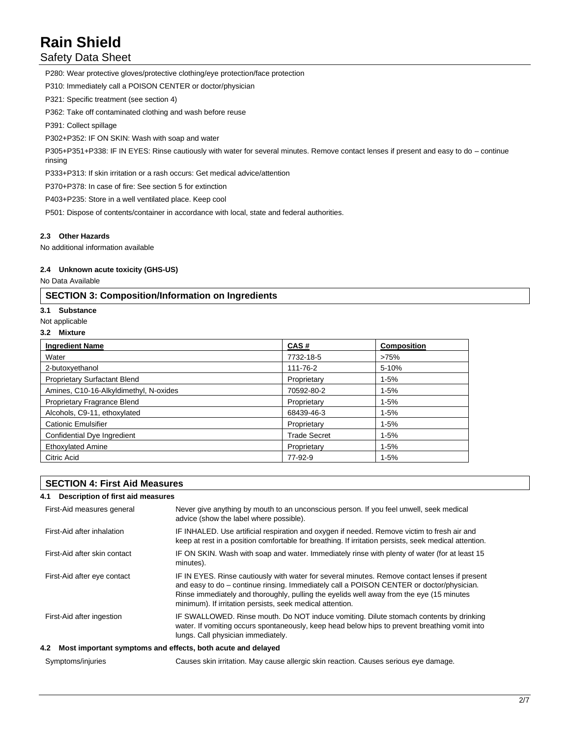P280: Wear protective gloves/protective clothing/eye protection/face protection

P310: Immediately call a POISON CENTER or doctor/physician

P321: Specific treatment (see section 4)

P362: Take off contaminated clothing and wash before reuse

P391: Collect spillage

P302+P352: IF ON SKIN: Wash with soap and water

P305+P351+P338: IF IN EYES: Rinse cautiously with water for several minutes. Remove contact lenses if present and easy to do – continue rinsing

P333+P313: If skin irritation or a rash occurs: Get medical advice/attention

P370+P378: In case of fire: See section 5 for extinction

P403+P235: Store in a well ventilated place. Keep cool

P501: Dispose of contents/container in accordance with local, state and federal authorities.

**2.3 Other Hazards**

No additional information available

**2.4 Unknown acute toxicity (GHS-US)**

No Data Available

## SECTION 3: Composition/Information on Ingredients

**3.1 Substance**

Not applicable

**3.2 Mixture**

| Ingredient Name | CAS # | Composition |
|---|---|---|
| Water | 7732-18-5 | >75% |
| 2-butoxyethanol | 111-76-2 | 5-10% |
| Proprietary Surfactant Blend | Proprietary | 1-5% |
| Amines, C10-16-Alkyldimethyl, N-oxides | 70592-80-2 | 1-5% |
| Proprietary Fragrance Blend | Proprietary | 1-5% |
| Alcohols, C9-11, ethoxylated | 68439-46-3 | 1-5% |
| Cationic Emulsifier | Proprietary | 1-5% |
| Confidential Dye Ingredient | Trade Secret | 1-5% |
| Ethoxylated Amine | Proprietary | 1-5% |
| Citric Acid | 77-92-9 | 1-5% |

## SECTION 4: First Aid Measures

**4.1 Description of first aid measures**

| | |
|---|---|
| First-Aid measures general | Never give anything by mouth to an unconscious person. If you feel unwell, seek medical advice (show the label where possible). |
| First-Aid after inhalation | IF INHALED. Use artificial respiration and oxygen if needed. Remove victim to fresh air and keep at rest in a position comfortable for breathing. If irritation persists, seek medical attention. |
| First-Aid after skin contact | IF ON SKIN. Wash with soap and water. Immediately rinse with plenty of water (for at least 15 minutes). |
| First-Aid after eye contact | IF IN EYES. Rinse cautiously with water for several minutes. Remove contact lenses if present and easy to do – continue rinsing. Immediately call a POISON CENTER or doctor/physician. Rinse immediately and thoroughly, pulling the eyelids well away from the eye (15 minutes minimum). If irritation persists, seek medical attention. |
| First-Aid after ingestion | IF SWALLOWED. Rinse mouth. Do NOT induce vomiting. Dilute stomach contents by drinking water. If vomiting occurs spontaneously, keep head below hips to prevent breathing vomit into lungs. Call physician immediately. |

**4.2 Most important symptoms and effects, both acute and delayed**

| | |
|---|---|
| Symptoms/injuries | Causes skin irritation. May cause allergic skin reaction. Causes serious eye damage. |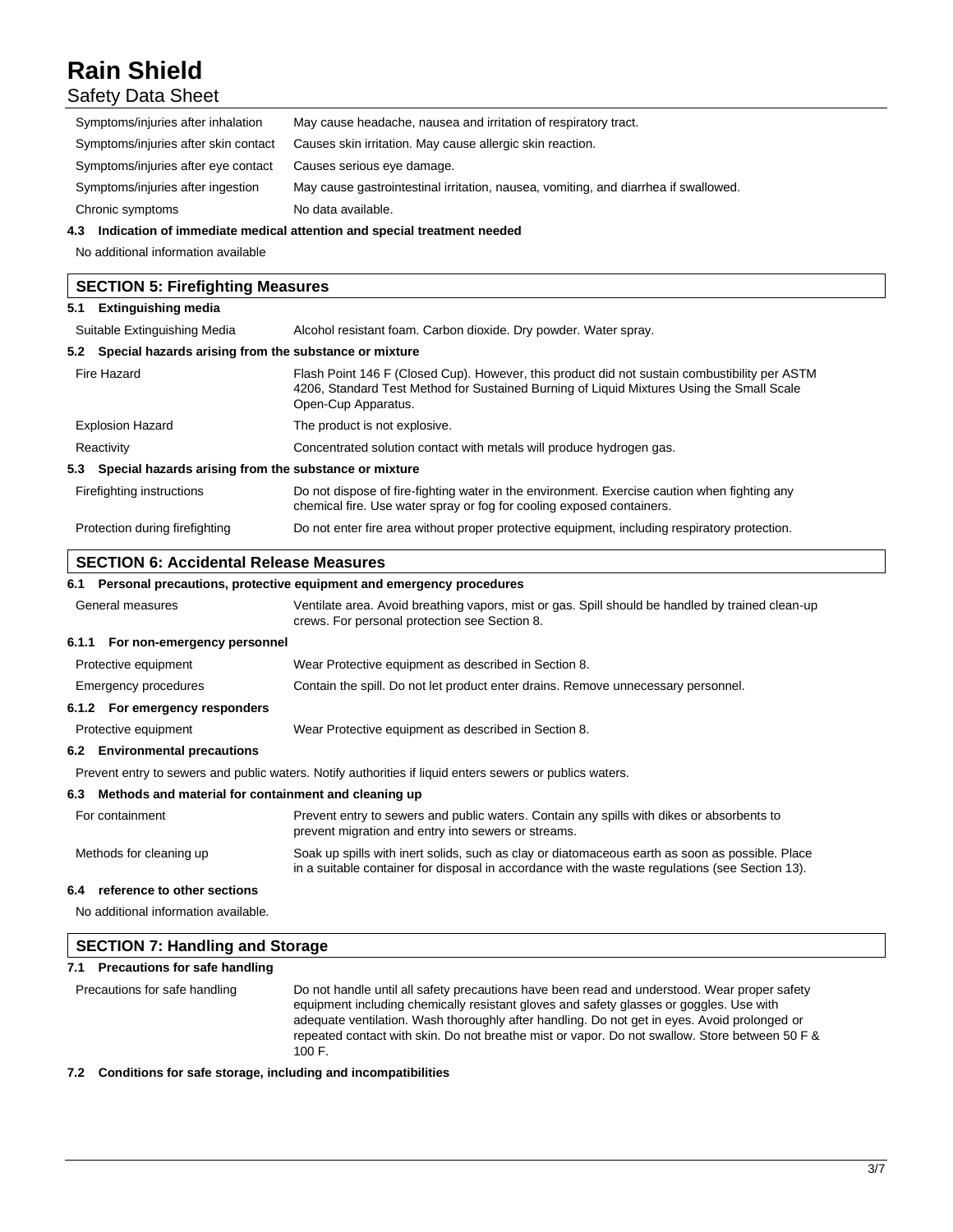| | |
|---|---|
| Symptoms/injuries after inhalation | May cause headache, nausea and irritation of respiratory tract. |
| Symptoms/injuries after skin contact | Causes skin irritation. May cause allergic skin reaction. |
| Symptoms/injuries after eye contact | Causes serious eye damage. |
| Symptoms/injuries after ingestion | May cause gastrointestinal irritation, nausea, vomiting, and diarrhea if swallowed. |
| Chronic symptoms | No data available. |

**4.3 Indication of immediate medical attention and special treatment needed**

No additional information available

## SECTION 5: Firefighting Measures

**5.1 Extinguishing media**

| | |
|---|---|
| Suitable Extinguishing Media | Alcohol resistant foam. Carbon dioxide. Dry powder. Water spray. |

**5.2 Special hazards arising from the substance or mixture**

| | |
|---|---|
| Fire Hazard | Flash Point 146 F (Closed Cup). However, this product did not sustain combustibility per ASTM 4206, Standard Test Method for Sustained Burning of Liquid Mixtures Using the Small Scale Open-Cup Apparatus. |
| Explosion Hazard | The product is not explosive. |
| Reactivity | Concentrated solution contact with metals will produce hydrogen gas. |

**5.3 Special hazards arising from the substance or mixture**

| | |
|---|---|
| Firefighting instructions | Do not dispose of fire-fighting water in the environment. Exercise caution when fighting any chemical fire. Use water spray or fog for cooling exposed containers. |
| Protection during firefighting | Do not enter fire area without proper protective equipment, including respiratory protection. |

## SECTION 6: Accidental Release Measures

**6.1 Personal precautions, protective equipment and emergency procedures**

| | |
|---|---|
| General measures | Ventilate area. Avoid breathing vapors, mist or gas. Spill should be handled by trained clean-up crews. For personal protection see Section 8. |

**6.1.1 For non-emergency personnel**

| | |
|---|---|
| Protective equipment | Wear Protective equipment as described in Section 8. |
| Emergency procedures | Contain the spill. Do not let product enter drains. Remove unnecessary personnel. |

**6.1.2 For emergency responders**

| | |
|---|---|
| Protective equipment | Wear Protective equipment as described in Section 8. |

**6.2 Environmental precautions**

Prevent entry to sewers and public waters. Notify authorities if liquid enters sewers or publics waters.

**6.3 Methods and material for containment and cleaning up**

| | |
|---|---|
| For containment | Prevent entry to sewers and public waters. Contain any spills with dikes or absorbents to prevent migration and entry into sewers or streams. |
| Methods for cleaning up | Soak up spills with inert solids, such as clay or diatomaceous earth as soon as possible. Place in a suitable container for disposal in accordance with the waste regulations (see Section 13). |

**6.4 reference to other sections**

No additional information available.

## SECTION 7: Handling and Storage

**7.1 Precautions for safe handling**

| | |
|---|---|
| Precautions for safe handling | Do not handle until all safety precautions have been read and understood. Wear proper safety equipment including chemically resistant gloves and safety glasses or goggles. Use with adequate ventilation. Wash thoroughly after handling. Do not get in eyes. Avoid prolonged or repeated contact with skin. Do not breathe mist or vapor. Do not swallow. Store between 50 F & 100 F. |

**7.2 Conditions for safe storage, including and incompatibilities**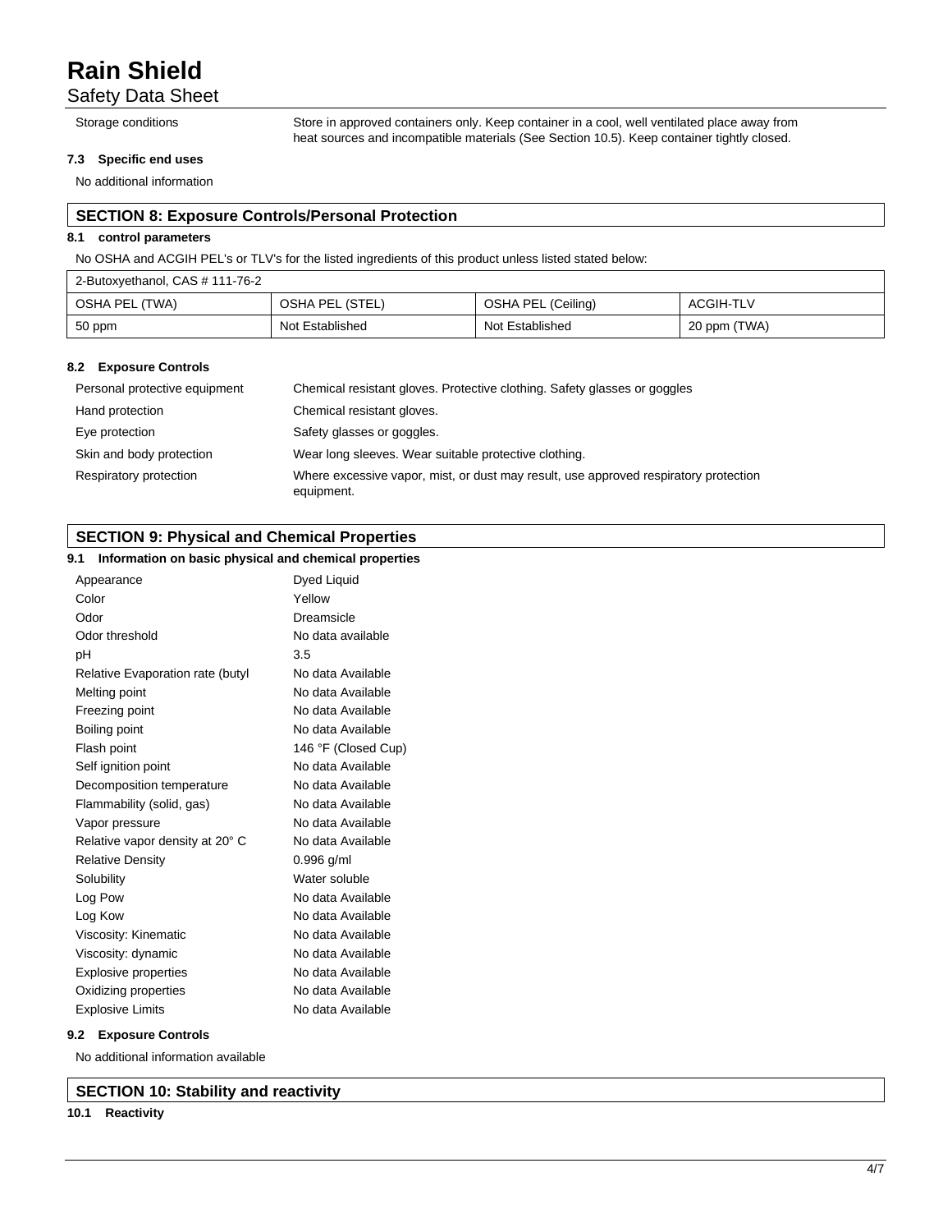| | |
|---|---|
| Storage conditions | Store in approved containers only. Keep container in a cool, well ventilated place away from heat sources and incompatible materials (See Section 10.5). Keep container tightly closed. |

**7.3 Specific end uses**

No additional information

## SECTION 8: Exposure Controls/Personal Protection

**8.1 control parameters**

No OSHA and ACGIH PEL's or TLV's for the listed ingredients of this product unless listed stated below:

| 2-Butoxyethanol, CAS # 111-76-2 | | | |
|---|---|---|---|
| OSHA PEL (TWA) | OSHA PEL (STEL) | OSHA PEL (Ceiling) | ACGIH-TLV |
| 50 ppm | Not Established | Not Established | 20 ppm (TWA) |

**8.2 Exposure Controls**

| | |
|---|---|
| Personal protective equipment | Chemical resistant gloves. Protective clothing. Safety glasses or goggles |
| Hand protection | Chemical resistant gloves. |
| Eye protection | Safety glasses or goggles. |
| Skin and body protection | Wear long sleeves. Wear suitable protective clothing. |
| Respiratory protection | Where excessive vapor, mist, or dust may result, use approved respiratory protection equipment. |

## SECTION 9: Physical and Chemical Properties

**9.1 Information on basic physical and chemical properties**

| | |
|---|---|
| Appearance | Dyed Liquid |
| Color | Yellow |
| Odor | Dreamsicle |
| Odor threshold | No data available |
| pH | 3.5 |
| Relative Evaporation rate (butyl | No data Available |
| Melting point | No data Available |
| Freezing point | No data Available |
| Boiling point | No data Available |
| Flash point | 146 °F (Closed Cup) |
| Self ignition point | No data Available |
| Decomposition temperature | No data Available |
| Flammability (solid, gas) | No data Available |
| Vapor pressure | No data Available |
| Relative vapor density at 20° C | No data Available |
| Relative Density | 0.996 g/ml |
| Solubility | Water soluble |
| Log Pow | No data Available |
| Log Kow | No data Available |
| Viscosity: Kinematic | No data Available |
| Viscosity: dynamic | No data Available |
| Explosive properties | No data Available |
| Oxidizing properties | No data Available |
| Explosive Limits | No data Available |

**9.2 Exposure Controls**

No additional information available

## SECTION 10: Stability and reactivity

**10.1 Reactivity**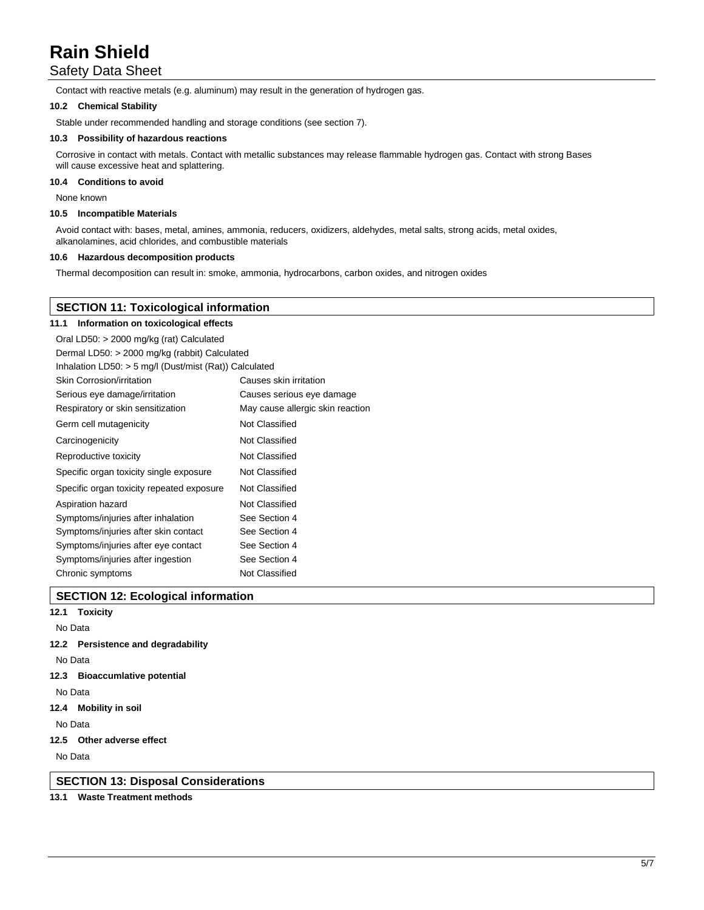Contact with reactive metals (e.g. aluminum) may result in the generation of hydrogen gas.

### 10.2 Chemical Stability

Stable under recommended handling and storage conditions (see section 7).

### 10.3 Possibility of hazardous reactions

Corrosive in contact with metals. Contact with metallic substances may release flammable hydrogen gas. Contact with strong Bases will cause excessive heat and splattering.

### 10.4 Conditions to avoid

None known

### 10.5 Incompatible Materials

Avoid contact with: bases, metal, amines, ammonia, reducers, oxidizers, aldehydes, metal salts, strong acids, metal oxides, alkanolamines, acid chlorides, and combustible materials

### 10.6 Hazardous decomposition products

Thermal decomposition can result in: smoke, ammonia, hydrocarbons, carbon oxides, and nitrogen oxides

## SECTION 11: Toxicological information

### 11.1 Information on toxicological effects

Oral LD50: > 2000 mg/kg (rat) Calculated

Dermal LD50: > 2000 mg/kg (rabbit) Calculated

Inhalation LD50: > 5 mg/l (Dust/mist (Rat)) Calculated

| | |
|---|---|
| Skin Corrosion/irritation | Causes skin irritation |
| Serious eye damage/irritation | Causes serious eye damage |
| Respiratory or skin sensitization | May cause allergic skin reaction |
| Germ cell mutagenicity | Not Classified |
| Carcinogenicity | Not Classified |
| Reproductive toxicity | Not Classified |
| Specific organ toxicity single exposure | Not Classified |
| Specific organ toxicity repeated exposure | Not Classified |
| Aspiration hazard | Not Classified |
| Symptoms/injuries after inhalation | See Section 4 |
| Symptoms/injuries after skin contact | See Section 4 |
| Symptoms/injuries after eye contact | See Section 4 |
| Symptoms/injuries after ingestion | See Section 4 |
| Chronic symptoms | Not Classified |

## SECTION 12: Ecological information

### 12.1 Toxicity

No Data

### 12.2 Persistence and degradability

No Data

### 12.3 Bioaccumlative potential

No Data

### 12.4 Mobility in soil

No Data

### 12.5 Other adverse effect

No Data

## SECTION 13: Disposal Considerations

### 13.1 Waste Treatment methods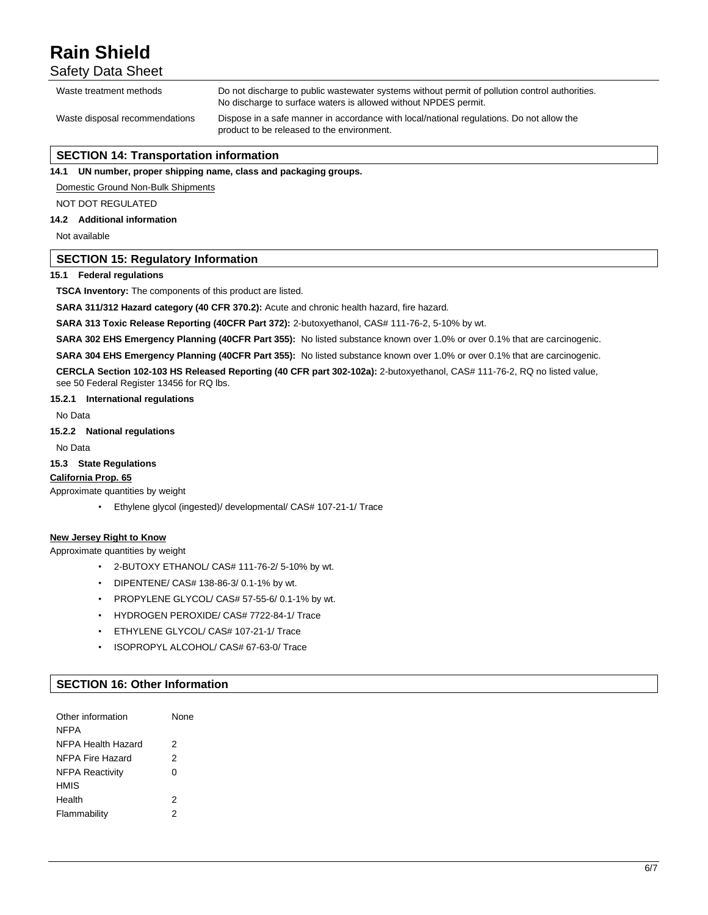| | |
|---|---|
| Waste treatment methods | Do not discharge to public wastewater systems without permit of pollution control authorities. No discharge to surface waters is allowed without NPDES permit. |
| Waste disposal recommendations | Dispose in a safe manner in accordance with local/national regulations. Do not allow the product to be released to the environment. |

## SECTION 14: Transportation information

**14.1 UN number, proper shipping name, class and packaging groups.**

Domestic Ground Non-Bulk Shipments

NOT DOT REGULATED

**14.2 Additional information**

Not available

## SECTION 15: Regulatory Information

**15.1 Federal regulations**

**TSCA Inventory:** The components of this product are listed.

**SARA 311/312 Hazard category (40 CFR 370.2):** Acute and chronic health hazard, fire hazard.

**SARA 313 Toxic Release Reporting (40CFR Part 372):** 2-butoxyethanol, CAS# 111-76-2, 5-10% by wt.

**SARA 302 EHS Emergency Planning (40CFR Part 355):** No listed substance known over 1.0% or over 0.1% that are carcinogenic.

**SARA 304 EHS Emergency Planning (40CFR Part 355):** No listed substance known over 1.0% or over 0.1% that are carcinogenic.

**CERCLA Section 102-103 HS Released Reporting (40 CFR part 302-102a):** 2-butoxyethanol, CAS# 111-76-2, RQ no listed value, see 50 Federal Register 13456 for RQ lbs.

**15.2.1 International regulations**

No Data

**15.2.2 National regulations**

No Data

**15.3 State Regulations**

**California Prop. 65**

Approximate quantities by weight

- Ethylene glycol (ingested)/ developmental/ CAS# 107-21-1/ Trace

**New Jersey Right to Know**

Approximate quantities by weight

- 2-BUTOXY ETHANOL/ CAS# 111-76-2/ 5-10% by wt.
- DIPENTENE/ CAS# 138-86-3/ 0.1-1% by wt.
- PROPYLENE GLYCOL/ CAS# 57-55-6/ 0.1-1% by wt.
- HYDROGEN PEROXIDE/ CAS# 7722-84-1/ Trace
- ETHYLENE GLYCOL/ CAS# 107-21-1/ Trace
- ISOPROPYL ALCOHOL/ CAS# 67-63-0/ Trace

## SECTION 16: Other Information

| | |
|---|---|
| Other information | None |
| NFPA | |
| NFPA Health Hazard | 2 |
| NFPA Fire Hazard | 2 |
| NFPA Reactivity | 0 |
| HMIS | |
| Health | 2 |
| Flammability | 2 |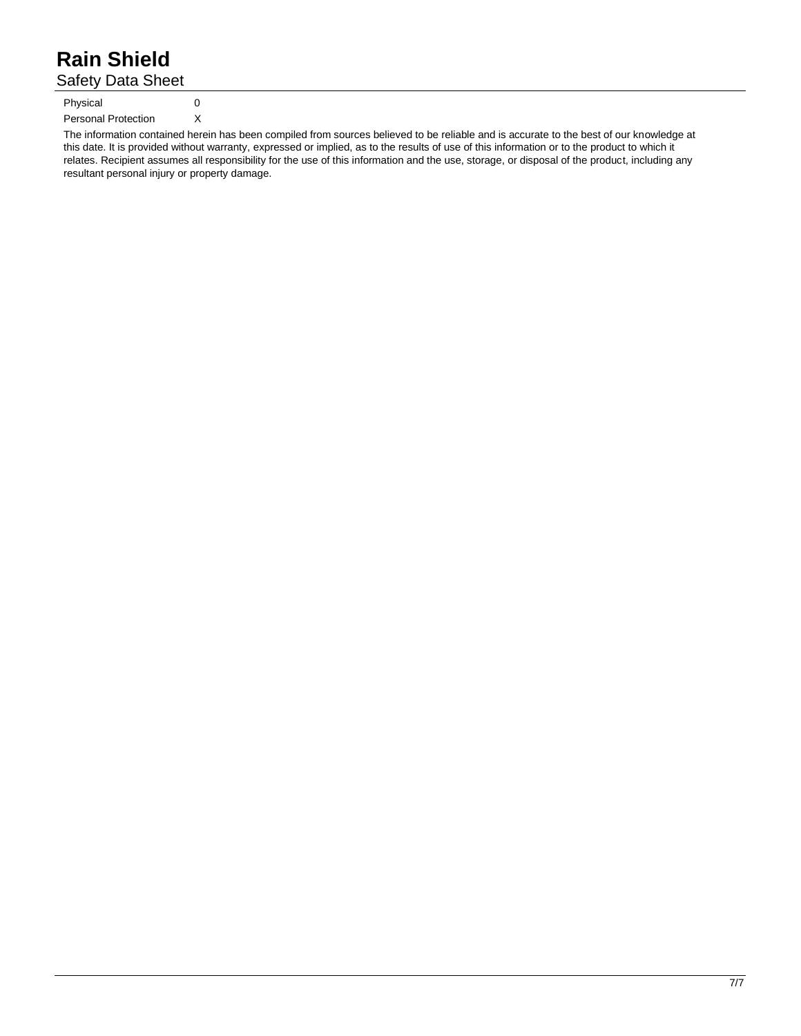| | |
|---|---|
| Physical | 0 |
| Personal Protection | X |

The information contained herein has been compiled from sources believed to be reliable and is accurate to the best of our knowledge at this date. It is provided without warranty, expressed or implied, as to the results of use of this information or to the product to which it relates. Recipient assumes all responsibility for the use of this information and the use, storage, or disposal of the product, including any resultant personal injury or property damage.